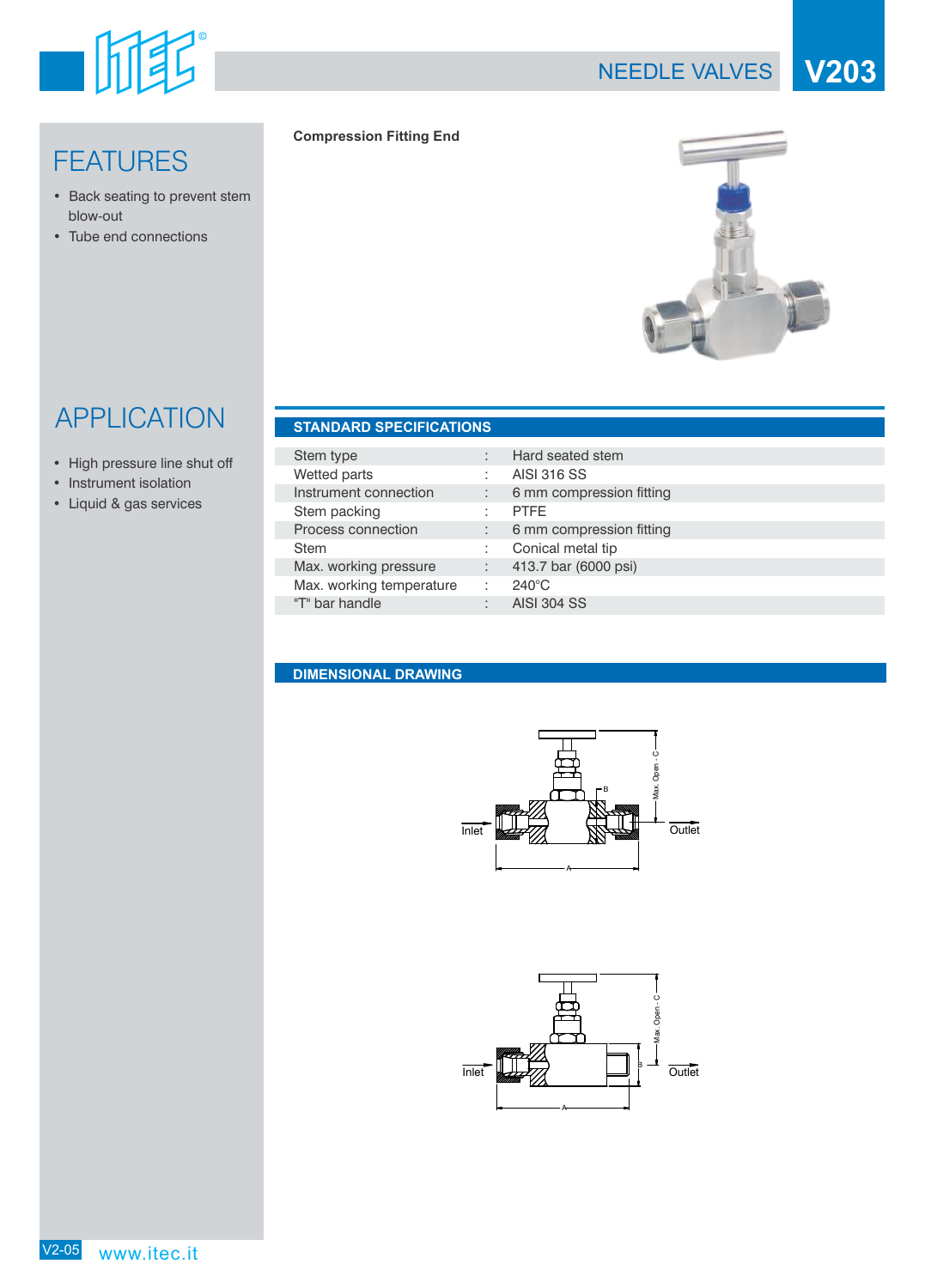# NEEDLE VALVES V203

## FEATURES

- Back seating to prevent stem blow-out
- Tube end connections

## APPLICATION

- High pressure line shut off
- Instrument isolation
- Liquid & gas services

**Compression Fitting End**

## STANDARD SPECIFICATIONS

| | | |
|---|---|---|
| Stem type | : | Hard seated stem |
| Wetted parts | : | AISI 316 SS |
| Instrument connection | : | 6 mm compression fitting |
| Stem packing | : | PTFE |
| Process connection | : | 6 mm compression fitting |
| Stem | : | Conical metal tip |
| Max. working pressure | : | 413.7 bar (6000 psi) |
| Max. working temperature | : | 240°C |
| "T" bar handle | : | AISI 304 SS |

## DIMENSIONAL DRAWING

Inlet — Outlet — A — B — Max. Open - C

Inlet — Outlet — A — B — Max. Open - C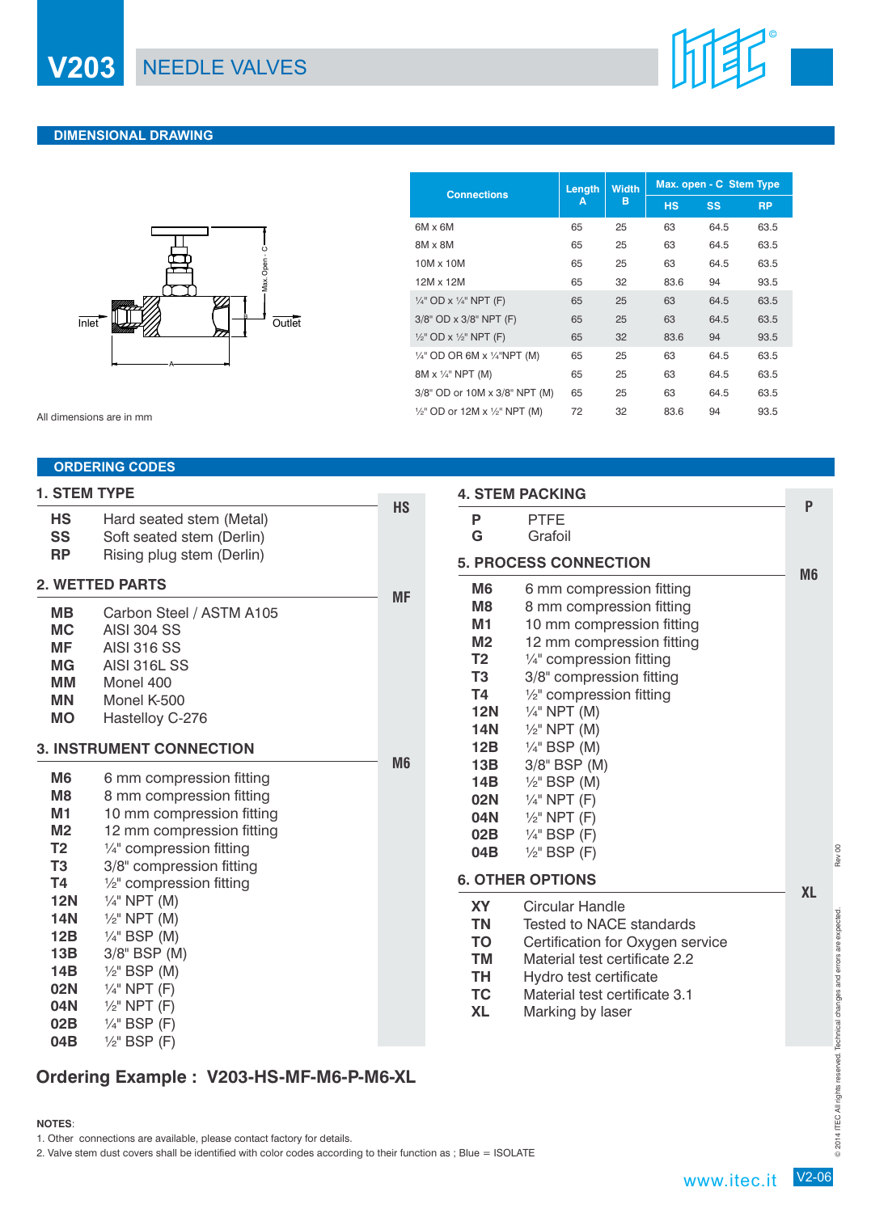# V203 NEEDLE VALVES

## DIMENSIONAL DRAWING

Inlet

Outlet

Max. Open - C

A

B

All dimensions are in mm

| Connections | Length A | Width B | Max. open - C Stem Type | | |
|---|---|---|---|---|---|
| | | | HS | SS | RP |
| 6M x 6M | 65 | 25 | 63 | 64.5 | 63.5 |
| 8M x 8M | 65 | 25 | 63 | 64.5 | 63.5 |
| 10M x 10M | 65 | 25 | 63 | 64.5 | 63.5 |
| 12M x 12M | 65 | 32 | 83.6 | 94 | 93.5 |
| ¼" OD x ¼" NPT (F) | 65 | 25 | 63 | 64.5 | 63.5 |
| 3/8" OD x 3/8" NPT (F) | 65 | 25 | 63 | 64.5 | 63.5 |
| ½" OD x ½" NPT (F) | 65 | 32 | 83.6 | 94 | 93.5 |
| ¼" OD OR 6M x ¼"NPT (M) | 65 | 25 | 63 | 64.5 | 63.5 |
| 8M x ¼" NPT (M) | 65 | 25 | 63 | 64.5 | 63.5 |
| 3/8" OD or 10M x 3/8" NPT (M) | 65 | 25 | 63 | 64.5 | 63.5 |
| ½" OD or 12M x ½" NPT (M) | 72 | 32 | 83.6 | 94 | 93.5 |

## ORDERING CODES

### 1. STEM TYPE

**HS**

| | |
|---|---|
| **HS** | Hard seated stem (Metal) |
| **SS** | Soft seated stem (Derlin) |
| **RP** | Rising plug stem (Derlin) |

### 2. WETTED PARTS

**MF**

| | |
|---|---|
| **MB** | Carbon Steel / ASTM A105 |
| **MC** | AISI 304 SS |
| **MF** | AISI 316 SS |
| **MG** | AISI 316L SS |
| **MM** | Monel 400 |
| **MN** | Monel K-500 |
| **MO** | Hastelloy C-276 |

### 3. INSTRUMENT CONNECTION

**M6**

| | |
|---|---|
| **M6** | 6 mm compression fitting |
| **M8** | 8 mm compression fitting |
| **M1** | 10 mm compression fitting |
| **M2** | 12 mm compression fitting |
| **T2** | ¼" compression fitting |
| **T3** | 3/8" compression fitting |
| **T4** | ½" compression fitting |
| **12N** | ¼" NPT (M) |
| **14N** | ½" NPT (M) |
| **12B** | ¼" BSP (M) |
| **13B** | 3/8" BSP (M) |
| **14B** | ½" BSP (M) |
| **02N** | ¼" NPT (F) |
| **04N** | ½" NPT (F) |
| **02B** | ¼" BSP (F) |
| **04B** | ½" BSP (F) |

### 4. STEM PACKING

**P**

| | |
|---|---|
| **P** | PTFE |
| **G** | Grafoil |

### 5. PROCESS CONNECTION

**M6**

| | |
|---|---|
| **M6** | 6 mm compression fitting |
| **M8** | 8 mm compression fitting |
| **M1** | 10 mm compression fitting |
| **M2** | 12 mm compression fitting |
| **T2** | ¼" compression fitting |
| **T3** | 3/8" compression fitting |
| **T4** | ½" compression fitting |
| **12N** | ¼" NPT (M) |
| **14N** | ½" NPT (M) |
| **12B** | ¼" BSP (M) |
| **13B** | 3/8" BSP (M) |
| **14B** | ½" BSP (M) |
| **02N** | ¼" NPT (F) |
| **04N** | ½" NPT (F) |
| **02B** | ¼" BSP (F) |
| **04B** | ½" BSP (F) |

### 6. OTHER OPTIONS

**XL**

| | |
|---|---|
| **XY** | Circular Handle |
| **TN** | Tested to NACE standards |
| **TO** | Certification for Oxygen service |
| **TM** | Material test certificate 2.2 |
| **TH** | Hydro test certificate |
| **TC** | Material test certificate 3.1 |
| **XL** | Marking by laser |

## Ordering Example : V203-HS-MF-M6-P-M6-XL

**NOTES**:

1. Other connections are available, please contact factory for details.
2. Valve stem dust covers shall be identified with color codes according to their function as ; Blue = ISOLATE

© 2014 ITEC All rights reserved. Technical changes and errors are expected.

Rev 00

www.itec.it